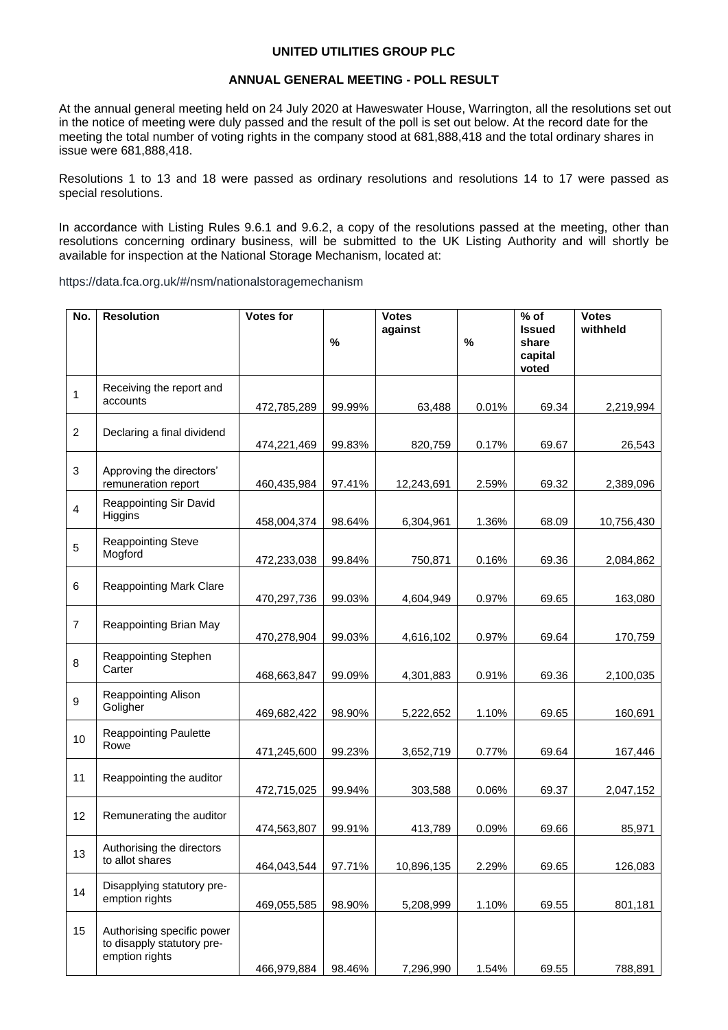**UNITED UTILITIES GROUP PLC**

**ANNUAL GENERAL MEETING - POLL RESULT**

At the annual general meeting held on 24 July 2020 at Haweswater House, Warrington, all the resolutions set out in the notice of meeting were duly passed and the result of the poll is set out below. At the record date for the meeting the total number of voting rights in the company stood at 681,888,418 and the total ordinary shares in issue were 681,888,418.

Resolutions 1 to 13 and 18 were passed as ordinary resolutions and resolutions 14 to 17 were passed as special resolutions.

In accordance with Listing Rules 9.6.1 and 9.6.2, a copy of the resolutions passed at the meeting, other than resolutions concerning ordinary business, will be submitted to the UK Listing Authority and will shortly be available for inspection at the National Storage Mechanism, located at:

https://data.fca.org.uk/#/nsm/nationalstoragemechanism

| No. | Resolution | Votes for | % | Votes against | % | % of Issued share capital voted | Votes withheld |
|---|---|---|---|---|---|---|---|
| 1 | Receiving the report and accounts | 472,785,289 | 99.99% | 63,488 | 0.01% | 69.34 | 2,219,994 |
| 2 | Declaring a final dividend | 474,221,469 | 99.83% | 820,759 | 0.17% | 69.67 | 26,543 |
| 3 | Approving the directors' remuneration report | 460,435,984 | 97.41% | 12,243,691 | 2.59% | 69.32 | 2,389,096 |
| 4 | Reappointing Sir David Higgins | 458,004,374 | 98.64% | 6,304,961 | 1.36% | 68.09 | 10,756,430 |
| 5 | Reappointing Steve Mogford | 472,233,038 | 99.84% | 750,871 | 0.16% | 69.36 | 2,084,862 |
| 6 | Reappointing Mark Clare | 470,297,736 | 99.03% | 4,604,949 | 0.97% | 69.65 | 163,080 |
| 7 | Reappointing Brian May | 470,278,904 | 99.03% | 4,616,102 | 0.97% | 69.64 | 170,759 |
| 8 | Reappointing Stephen Carter | 468,663,847 | 99.09% | 4,301,883 | 0.91% | 69.36 | 2,100,035 |
| 9 | Reappointing Alison Goligher | 469,682,422 | 98.90% | 5,222,652 | 1.10% | 69.65 | 160,691 |
| 10 | Reappointing Paulette Rowe | 471,245,600 | 99.23% | 3,652,719 | 0.77% | 69.64 | 167,446 |
| 11 | Reappointing the auditor | 472,715,025 | 99.94% | 303,588 | 0.06% | 69.37 | 2,047,152 |
| 12 | Remunerating the auditor | 474,563,807 | 99.91% | 413,789 | 0.09% | 69.66 | 85,971 |
| 13 | Authorising the directors to allot shares | 464,043,544 | 97.71% | 10,896,135 | 2.29% | 69.65 | 126,083 |
| 14 | Disapplying statutory pre-emption rights | 469,055,585 | 98.90% | 5,208,999 | 1.10% | 69.55 | 801,181 |
| 15 | Authorising specific power to disapply statutory pre-emption rights | 466,979,884 | 98.46% | 7,296,990 | 1.54% | 69.55 | 788,891 |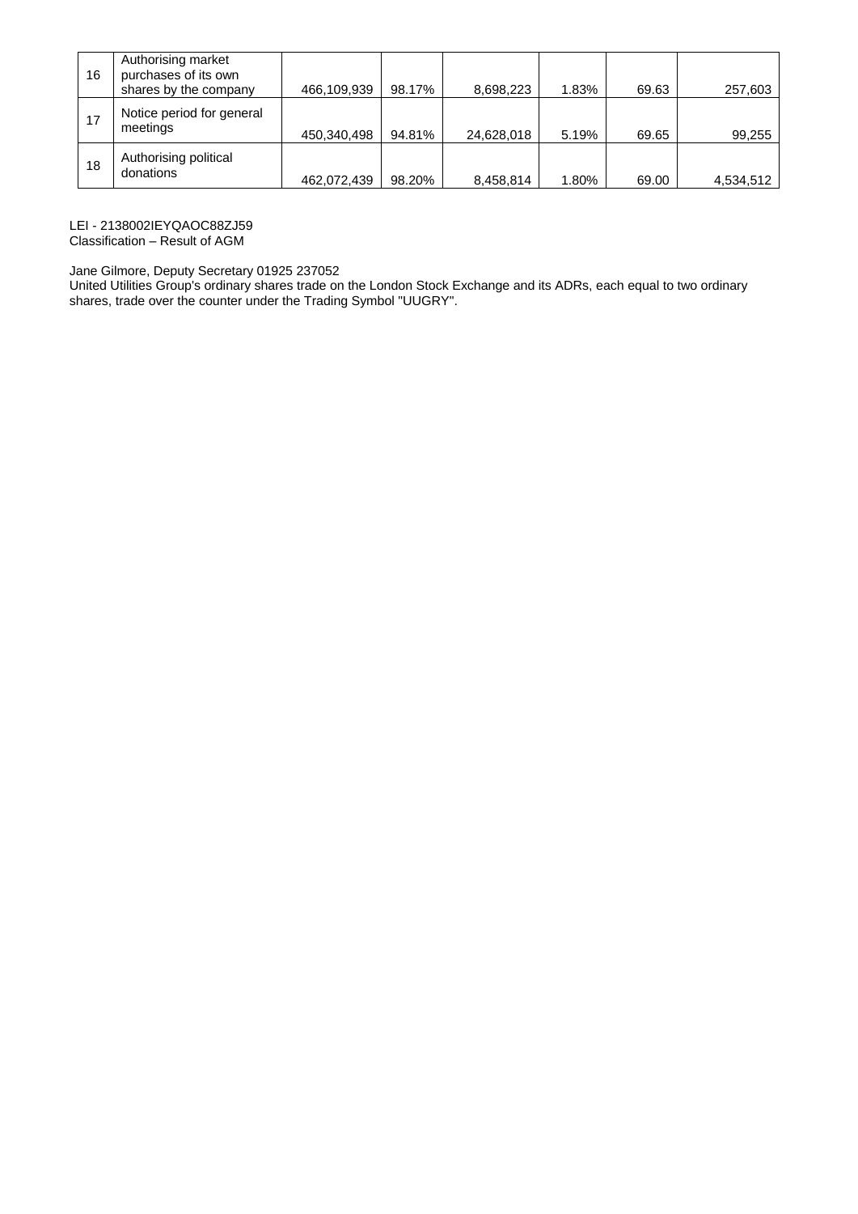| | | | | | | | |
|---|---|---|---|---|---|---|---|
| 16 | Authorising market purchases of its own shares by the company | 466,109,939 | 98.17% | 8,698,223 | 1.83% | 69.63 | 257,603 |
| 17 | Notice period for general meetings | 450,340,498 | 94.81% | 24,628,018 | 5.19% | 69.65 | 99,255 |
| 18 | Authorising political donations | 462,072,439 | 98.20% | 8,458,814 | 1.80% | 69.00 | 4,534,512 |

LEI - 2138002IEYQAOC88ZJ59
Classification – Result of AGM

Jane Gilmore, Deputy Secretary 01925 237052
United Utilities Group's ordinary shares trade on the London Stock Exchange and its ADRs, each equal to two ordinary shares, trade over the counter under the Trading Symbol "UUGRY".